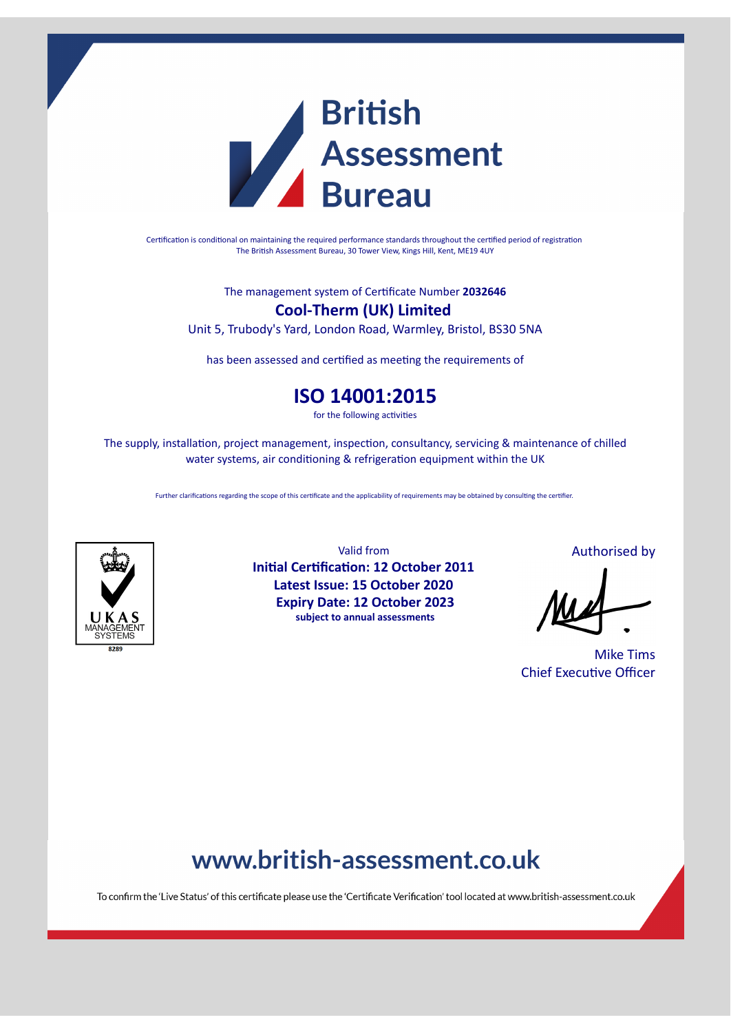# British Assessment Bureau

Certification is conditional on maintaining the required performance standards throughout the certified period of registration
The British Assessment Bureau, 30 Tower View, Kings Hill, Kent, ME19 4UY

The management system of Certificate Number **2032646**

## Cool-Therm (UK) Limited

Unit 5, Trubody's Yard, London Road, Warmley, Bristol, BS30 5NA

has been assessed and certified as meeting the requirements of

## ISO 14001:2015

for the following activities

The supply, installation, project management, inspection, consultancy, servicing & maintenance of chilled water systems, air conditioning & refrigeration equipment within the UK

Further clarifications regarding the scope of this certificate and the applicability of requirements may be obtained by consulting the certifier.

UKAS MANAGEMENT SYSTEMS
8289

Valid from

**Initial Certification: 12 October 2011**
**Latest Issue: 15 October 2020**
**Expiry Date: 12 October 2023**
**subject to annual assessments**

Authorised by

Mike Tims
Chief Executive Officer

## www.british-assessment.co.uk

To confirm the 'Live Status' of this certificate please use the 'Certificate Verification' tool located at www.british-assessment.co.uk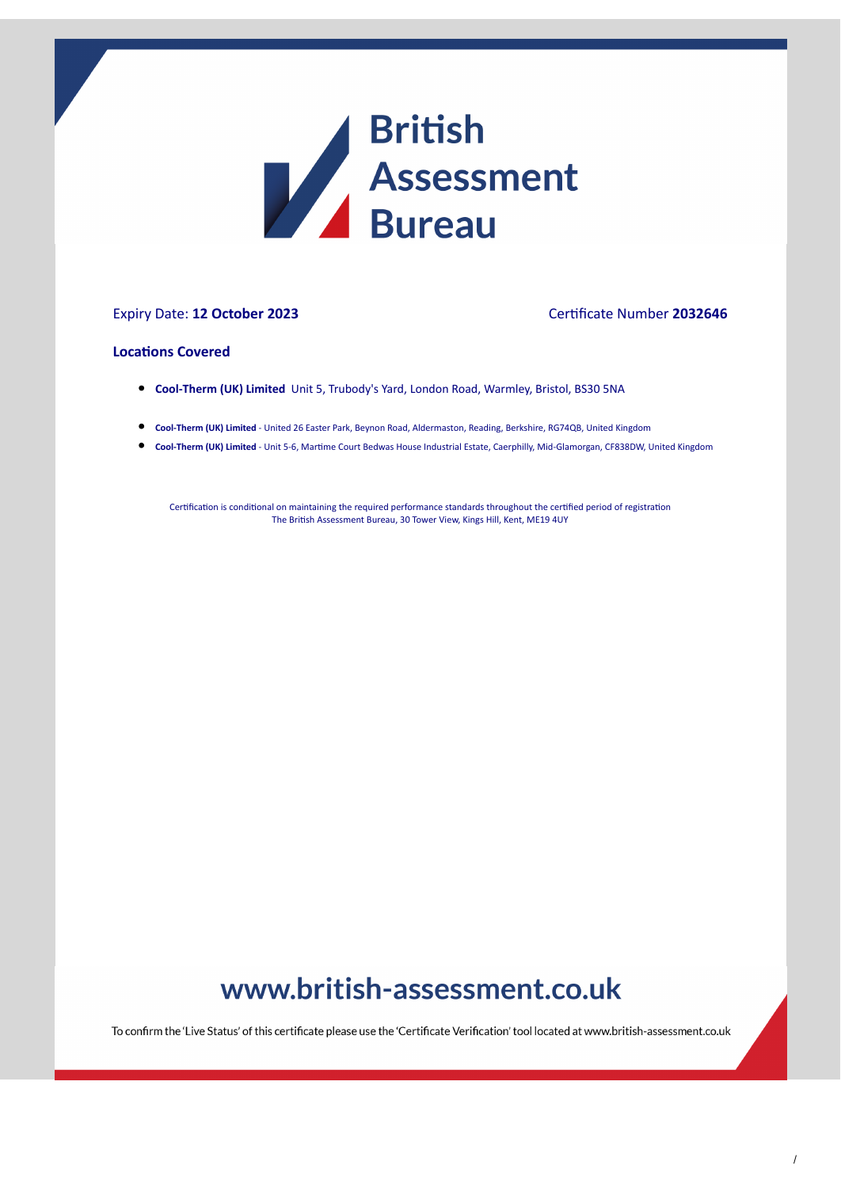# British Assessment Bureau

Expiry Date: **12 October 2023**

Certificate Number **2032646**

### Locations Covered

- **Cool-Therm (UK) Limited** Unit 5, Trubody's Yard, London Road, Warmley, Bristol, BS30 5NA
- **Cool-Therm (UK) Limited** - United 26 Easter Park, Beynon Road, Aldermaston, Reading, Berkshire, RG74QB, United Kingdom
- **Cool-Therm (UK) Limited** - Unit 5-6, Martime Court Bedwas House Industrial Estate, Caerphilly, Mid-Glamorgan, CF838DW, United Kingdom

Certification is conditional on maintaining the required performance standards throughout the certified period of registration
The British Assessment Bureau, 30 Tower View, Kings Hill, Kent, ME19 4UY

## www.british-assessment.co.uk

To confirm the 'Live Status' of this certificate please use the 'Certificate Verification' tool located at www.british-assessment.co.uk